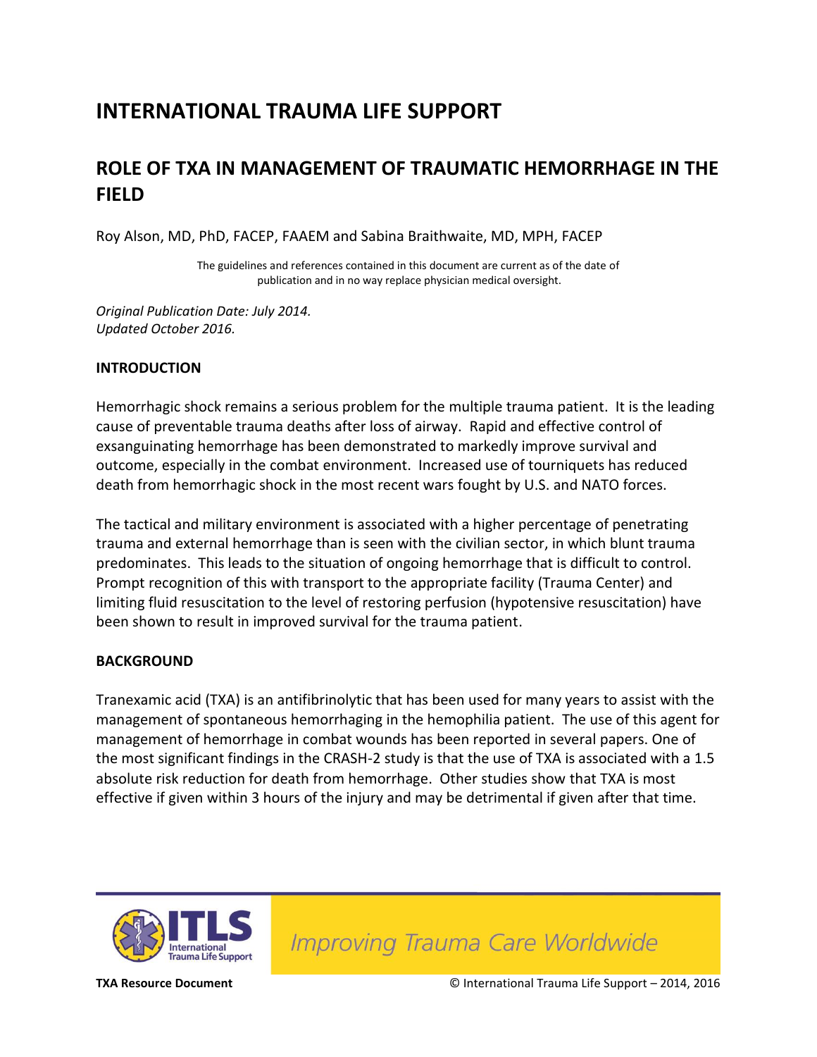# INTERNATIONAL TRAUMA LIFE SUPPORT

## ROLE OF TXA IN MANAGEMENT OF TRAUMATIC HEMORRHAGE IN THE FIELD

Roy Alson, MD, PhD, FACEP, FAAEM and Sabina Braithwaite, MD, MPH, FACEP

The guidelines and references contained in this document are current as of the date of publication and in no way replace physician medical oversight.

*Original Publication Date: July 2014.*
*Updated October 2016.*

**INTRODUCTION**

Hemorrhagic shock remains a serious problem for the multiple trauma patient. It is the leading cause of preventable trauma deaths after loss of airway. Rapid and effective control of exsanguinating hemorrhage has been demonstrated to markedly improve survival and outcome, especially in the combat environment. Increased use of tourniquets has reduced death from hemorrhagic shock in the most recent wars fought by U.S. and NATO forces.

The tactical and military environment is associated with a higher percentage of penetrating trauma and external hemorrhage than is seen with the civilian sector, in which blunt trauma predominates. This leads to the situation of ongoing hemorrhage that is difficult to control. Prompt recognition of this with transport to the appropriate facility (Trauma Center) and limiting fluid resuscitation to the level of restoring perfusion (hypotensive resuscitation) have been shown to result in improved survival for the trauma patient.

**BACKGROUND**

Tranexamic acid (TXA) is an antifibrinolytic that has been used for many years to assist with the management of spontaneous hemorrhaging in the hemophilia patient. The use of this agent for management of hemorrhage in combat wounds has been reported in several papers. One of the most significant findings in the CRASH-2 study is that the use of TXA is associated with a 1.5 absolute risk reduction for death from hemorrhage. Other studies show that TXA is most effective if given within 3 hours of the injury and may be detrimental if given after that time.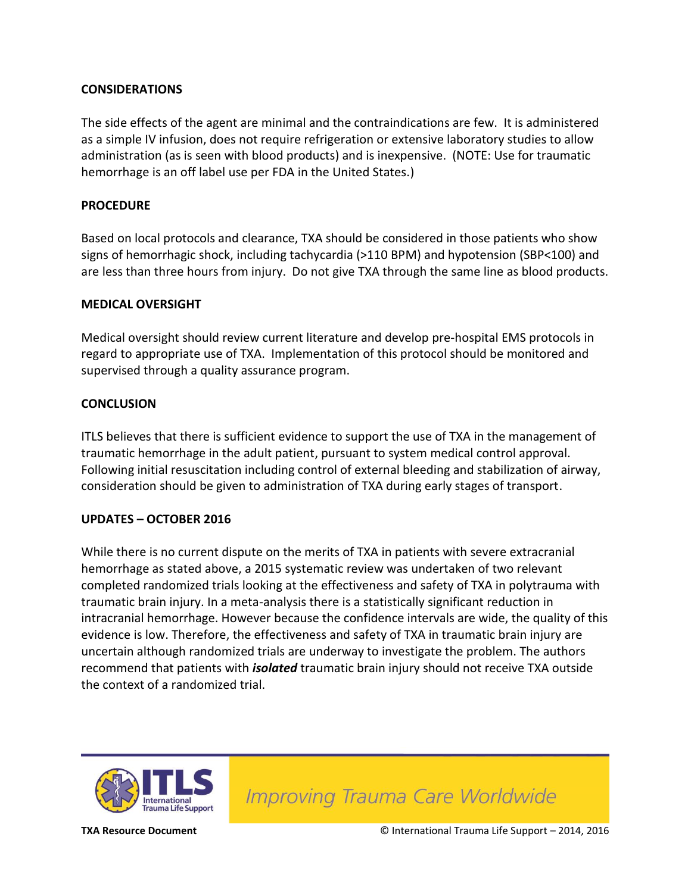## CONSIDERATIONS

The side effects of the agent are minimal and the contraindications are few. It is administered as a simple IV infusion, does not require refrigeration or extensive laboratory studies to allow administration (as is seen with blood products) and is inexpensive. (NOTE: Use for traumatic hemorrhage is an off label use per FDA in the United States.)

## PROCEDURE

Based on local protocols and clearance, TXA should be considered in those patients who show signs of hemorrhagic shock, including tachycardia (>110 BPM) and hypotension (SBP<100) and are less than three hours from injury. Do not give TXA through the same line as blood products.

## MEDICAL OVERSIGHT

Medical oversight should review current literature and develop pre-hospital EMS protocols in regard to appropriate use of TXA. Implementation of this protocol should be monitored and supervised through a quality assurance program.

## CONCLUSION

ITLS believes that there is sufficient evidence to support the use of TXA in the management of traumatic hemorrhage in the adult patient, pursuant to system medical control approval. Following initial resuscitation including control of external bleeding and stabilization of airway, consideration should be given to administration of TXA during early stages of transport.

## UPDATES – OCTOBER 2016

While there is no current dispute on the merits of TXA in patients with severe extracranial hemorrhage as stated above, a 2015 systematic review was undertaken of two relevant completed randomized trials looking at the effectiveness and safety of TXA in polytrauma with traumatic brain injury. In a meta-analysis there is a statistically significant reduction in intracranial hemorrhage. However because the confidence intervals are wide, the quality of this evidence is low. Therefore, the effectiveness and safety of TXA in traumatic brain injury are uncertain although randomized trials are underway to investigate the problem. The authors recommend that patients with ***isolated*** traumatic brain injury should not receive TXA outside the context of a randomized trial.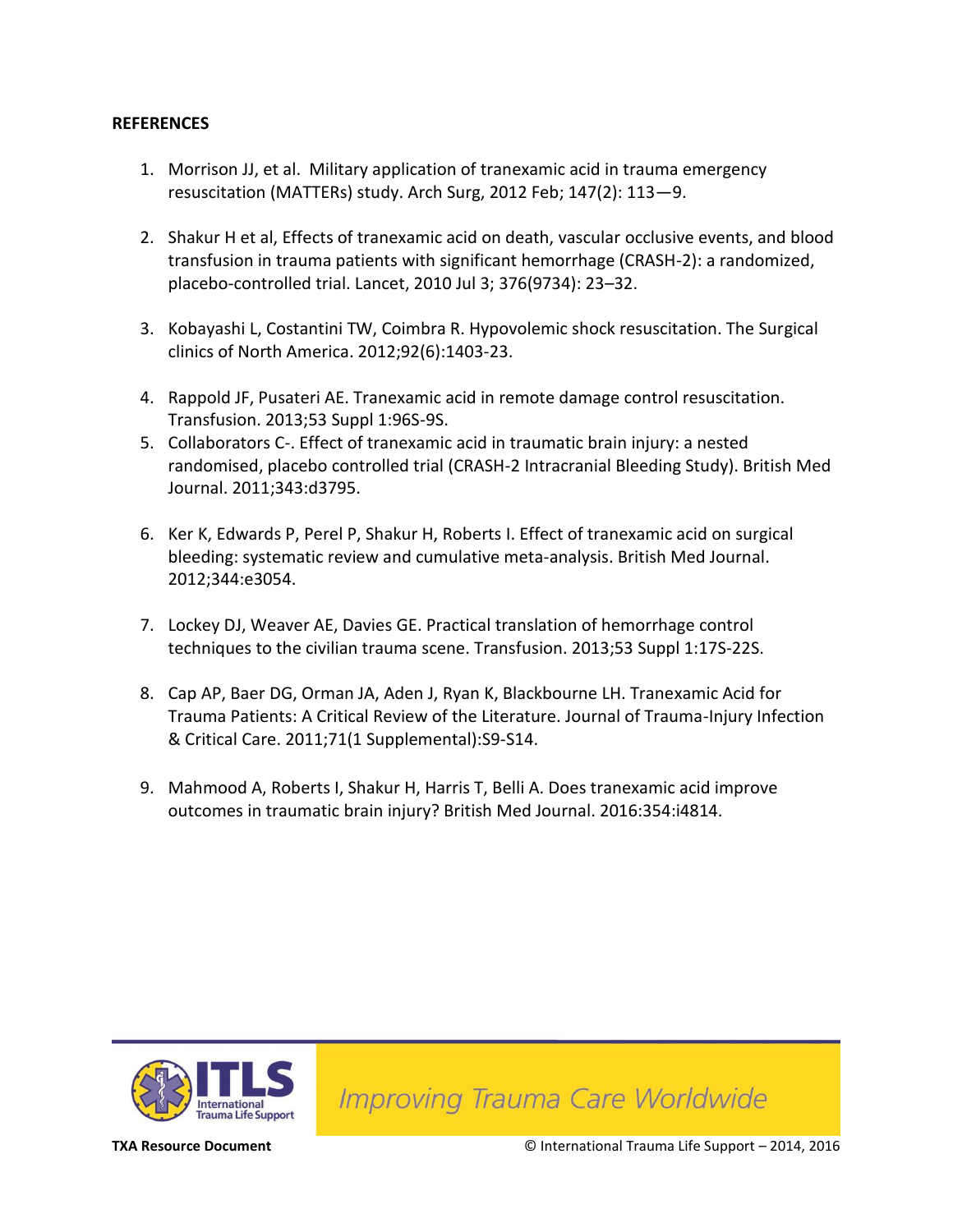**REFERENCES**

1. Morrison JJ, et al. Military application of tranexamic acid in trauma emergency resuscitation (MATTERs) study. Arch Surg, 2012 Feb; 147(2): 113—9.

2. Shakur H et al, Effects of tranexamic acid on death, vascular occlusive events, and blood transfusion in trauma patients with significant hemorrhage (CRASH-2): a randomized, placebo-controlled trial. Lancet, 2010 Jul 3; 376(9734): 23–32.

3. Kobayashi L, Costantini TW, Coimbra R. Hypovolemic shock resuscitation. The Surgical clinics of North America. 2012;92(6):1403-23.

4. Rappold JF, Pusateri AE. Tranexamic acid in remote damage control resuscitation. Transfusion. 2013;53 Suppl 1:96S-9S.

5. Collaborators C-. Effect of tranexamic acid in traumatic brain injury: a nested randomised, placebo controlled trial (CRASH-2 Intracranial Bleeding Study). British Med Journal. 2011;343:d3795.

6. Ker K, Edwards P, Perel P, Shakur H, Roberts I. Effect of tranexamic acid on surgical bleeding: systematic review and cumulative meta-analysis. British Med Journal. 2012;344:e3054.

7. Lockey DJ, Weaver AE, Davies GE. Practical translation of hemorrhage control techniques to the civilian trauma scene. Transfusion. 2013;53 Suppl 1:17S-22S.

8. Cap AP, Baer DG, Orman JA, Aden J, Ryan K, Blackbourne LH. Tranexamic Acid for Trauma Patients: A Critical Review of the Literature. Journal of Trauma-Injury Infection & Critical Care. 2011;71(1 Supplemental):S9-S14.

9. Mahmood A, Roberts I, Shakur H, Harris T, Belli A. Does tranexamic acid improve outcomes in traumatic brain injury? British Med Journal. 2016:354:i4814.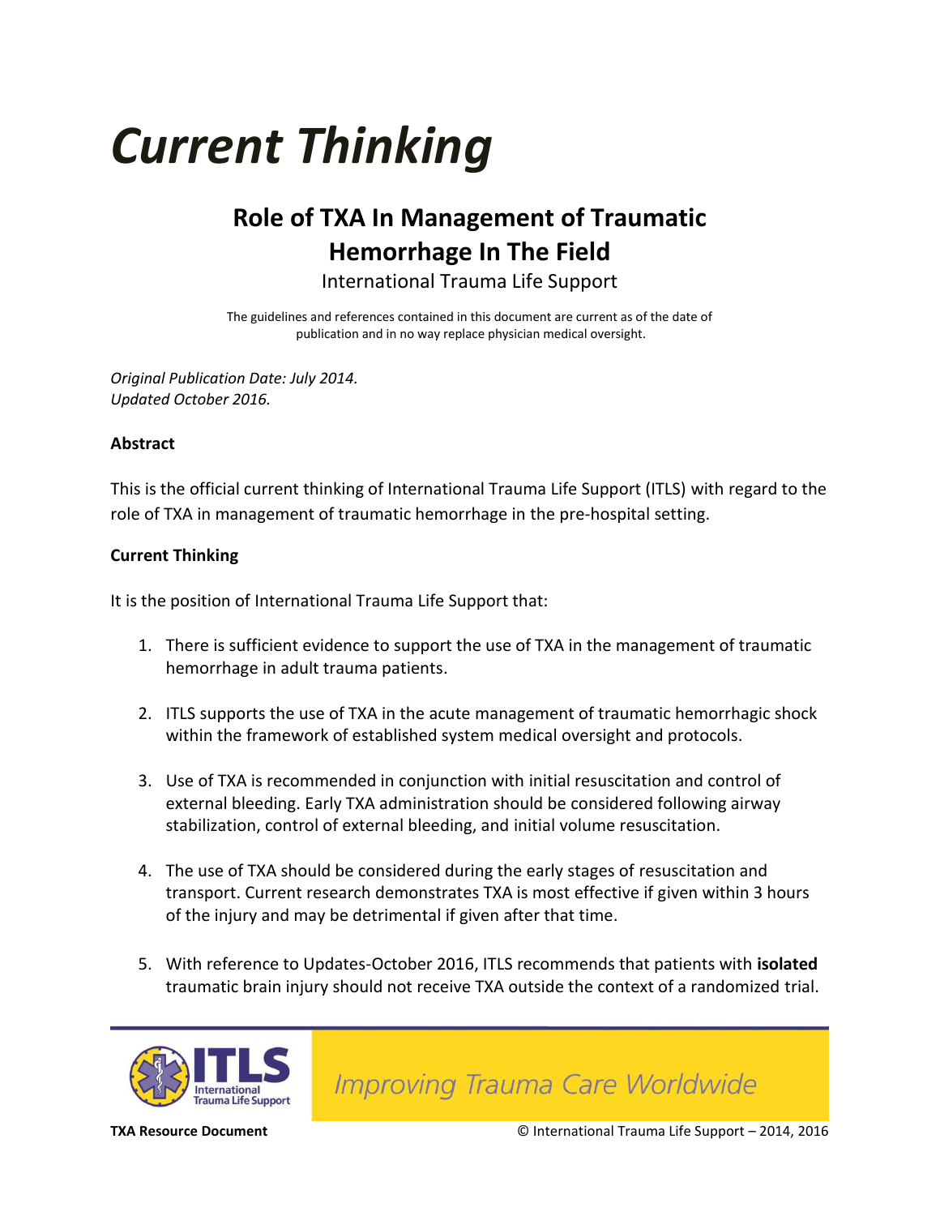# *Current Thinking*

## Role of TXA In Management of Traumatic Hemorrhage In The Field

International Trauma Life Support

The guidelines and references contained in this document are current as of the date of publication and in no way replace physician medical oversight.

*Original Publication Date: July 2014.*
*Updated October 2016.*

**Abstract**

This is the official current thinking of International Trauma Life Support (ITLS) with regard to the role of TXA in management of traumatic hemorrhage in the pre-hospital setting.

**Current Thinking**

It is the position of International Trauma Life Support that:

1. There is sufficient evidence to support the use of TXA in the management of traumatic hemorrhage in adult trauma patients.

2. ITLS supports the use of TXA in the acute management of traumatic hemorrhagic shock within the framework of established system medical oversight and protocols.

3. Use of TXA is recommended in conjunction with initial resuscitation and control of external bleeding. Early TXA administration should be considered following airway stabilization, control of external bleeding, and initial volume resuscitation.

4. The use of TXA should be considered during the early stages of resuscitation and transport. Current research demonstrates TXA is most effective if given within 3 hours of the injury and may be detrimental if given after that time.

5. With reference to Updates-October 2016, ITLS recommends that patients with **isolated** traumatic brain injury should not receive TXA outside the context of a randomized trial.

ITLS International Trauma Life Support

*Improving Trauma Care Worldwide*

**TXA Resource Document** © International Trauma Life Support – 2014, 2016